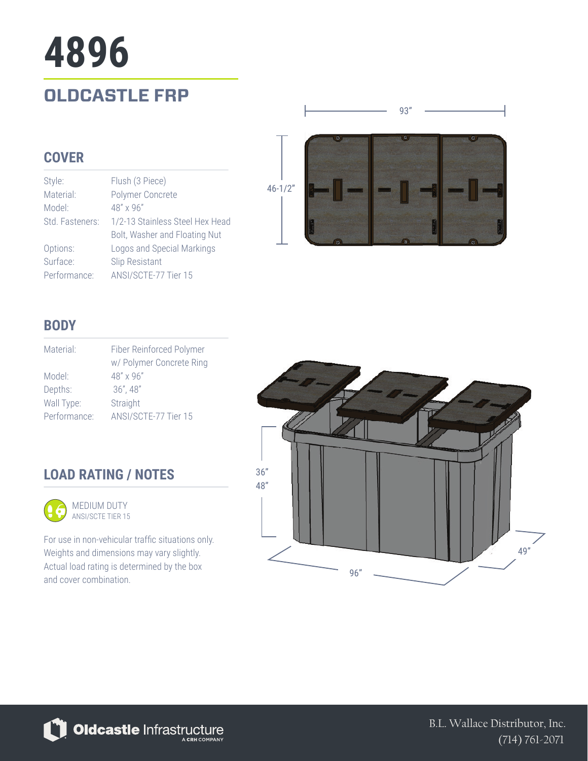# 4896

## OLDCASTLE FRP

### COVER

| | |
|---|---|
| Style: | Flush (3 Piece) |
| Material: | Polymer Concrete |
| Model: | 48" x 96" |
| Std. Fasteners: | 1/2-13 Stainless Steel Hex Head Bolt, Washer and Floating Nut |
| Options: | Logos and Special Markings |
| Surface: | Slip Resistant |
| Performance: | ANSI/SCTE-77 Tier 15 |

93"

46-1/2"

### BODY

| | |
|---|---|
| Material: | Fiber Reinforced Polymer w/ Polymer Concrete Ring |
| Model: | 48" x 96" |
| Depths: | 36", 48" |
| Wall Type: | Straight |
| Performance: | ANSI/SCTE-77 Tier 15 |

36"
48"

96"

49"

### LOAD RATING / NOTES

MEDIUM DUTY
ANSI/SCTE TIER 15

For use in non-vehicular traffic situations only. Weights and dimensions may vary slightly. Actual load rating is determined by the box and cover combination.

Oldcastle Infrastructure
A CRH COMPANY

B.L. Wallace Distributor, Inc.
(714) 761-2071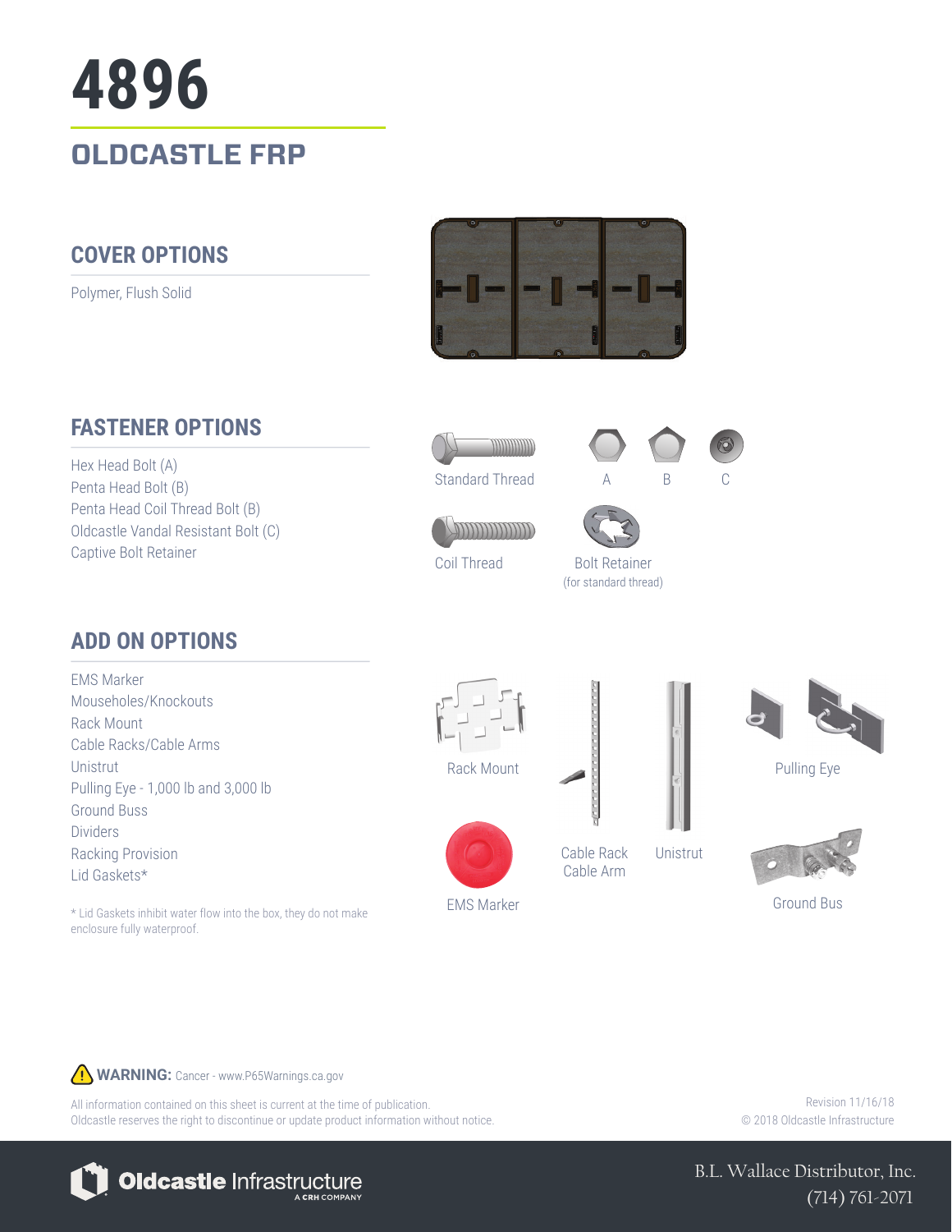# 4896

## OLDCASTLE FRP

### COVER OPTIONS

Polymer, Flush Solid

### FASTENER OPTIONS

Hex Head Bolt (A)
Penta Head Bolt (B)
Penta Head Coil Thread Bolt (B)
Oldcastle Vandal Resistant Bolt (C)
Captive Bolt Retainer

Standard Thread
A
B
C
Coil Thread
Bolt Retainer (for standard thread)

### ADD ON OPTIONS

EMS Marker
Mouseholes/Knockouts
Rack Mount
Cable Racks/Cable Arms
Unistrut
Pulling Eye - 1,000 lb and 3,000 lb
Ground Buss
Dividers
Racking Provision
Lid Gaskets*

* Lid Gaskets inhibit water flow into the box, they do not make enclosure fully waterproof.

Rack Mount
Cable Rack Cable Arm
Unistrut
Pulling Eye
EMS Marker
Ground Bus

**WARNING:** Cancer - www.P65Warnings.ca.gov

All information contained on this sheet is current at the time of publication.
Oldcastle reserves the right to discontinue or update product information without notice.

Revision 11/16/18
© 2018 Oldcastle Infrastructure

Oldcastle Infrastructure A CRH COMPANY

B.L. Wallace Distributor, Inc.
(714) 761-2071